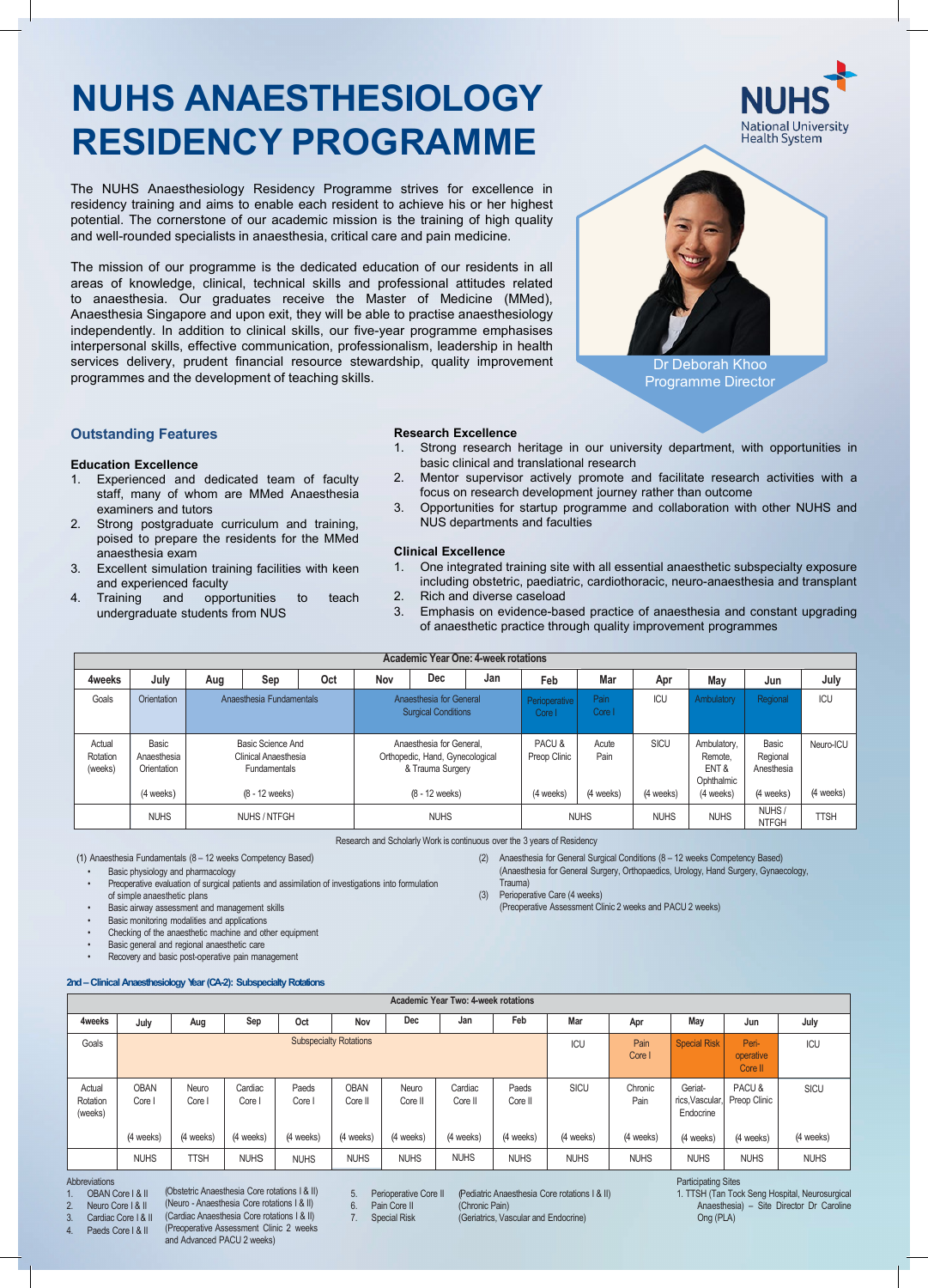# NUHS ANAESTHESIOLOGY RESIDENCY PROGRAMME

NUHS National University Health System

The NUHS Anaesthesiology Residency Programme strives for excellence in residency training and aims to enable each resident to achieve his or her highest potential. The cornerstone of our academic mission is the training of high quality and well-rounded specialists in anaesthesia, critical care and pain medicine.

The mission of our programme is the dedicated education of our residents in all areas of knowledge, clinical, technical skills and professional attitudes related to anaesthesia. Our graduates receive the Master of Medicine (MMed), Anaesthesia Singapore and upon exit, they will be able to practise anaesthesiology independently. In addition to clinical skills, our five-year programme emphasises interpersonal skills, effective communication, professionalism, leadership in health services delivery, prudent financial resource stewardship, quality improvement programmes and the development of teaching skills.

Dr Deborah Khoo
Programme Director

## Outstanding Features

### Education Excellence

1. Experienced and dedicated team of faculty staff, many of whom are MMed Anaesthesia examiners and tutors
2. Strong postgraduate curriculum and training, poised to prepare the residents for the MMed anaesthesia exam
3. Excellent simulation training facilities with keen and experienced faculty
4. Training and opportunities to teach undergraduate students from NUS

### Research Excellence

1. Strong research heritage in our university department, with opportunities in basic clinical and translational research
2. Mentor supervisor actively promote and facilitate research activities with a focus on research development journey rather than outcome
3. Opportunities for startup programme and collaboration with other NUHS and NUS departments and faculties

### Clinical Excellence

1. One integrated training site with all essential anaesthetic subspecialty exposure including obstetric, paediatric, cardiothoracic, neuro-anaesthesia and transplant
2. Rich and diverse caseload
3. Emphasis on evidence-based practice of anaesthesia and constant upgrading of anaesthetic practice through quality improvement programmes

**Academic Year One: 4-week rotations**

| 4weeks | July | Aug | Sep | Oct | Nov | Dec | Jan | Feb | Mar | Apr | May | Jun | July |
|---|---|---|---|---|---|---|---|---|---|---|---|---|---|
| Goals | Orientation | Anaesthesia Fundamentals | | | Anaesthesia for General Surgical Conditions | | | Perioperative Core I | Pain Core I | ICU | Ambulatory | Regional | ICU |
| Actual Rotation (weeks) | Basic Anaesthesia Orientation (4 weeks) | Basic Science And Clinical Anaesthesia Fundamentals (8 - 12 weeks) | | | Anaesthesia for General, Orthopedic, Hand, Gynecological & Trauma Surgery (8 - 12 weeks) | | | PACU & Preop Clinic (4 weeks) | Acute Pain (4 weeks) | SICU (4 weeks) | Ambulatory, Remote, ENT & Ophthalmic (4 weeks) | Basic Regional Anesthesia (4 weeks) | Neuro-ICU (4 weeks) |
| | NUHS | NUHS / NTFGH | | | NUHS | | | NUHS | | NUHS | NUHS | NUHS / NTFGH | TTSH |

Research and Scholarly Work is continuous over the 3 years of Residency

(1) Anaesthesia Fundamentals (8 – 12 weeks Competency Based)
- Basic physiology and pharmacology
- Preoperative evaluation of surgical patients and assimilation of investigations into formulation of simple anaesthetic plans
- Basic airway assessment and management skills
- Basic monitoring modalities and applications
- Checking of the anaesthetic machine and other equipment
- Basic general and regional anaesthetic care
- Recovery and basic post-operative pain management

(2) Anaesthesia for General Surgical Conditions (8 – 12 weeks Competency Based)
(Anaesthesia for General Surgery, Orthopaedics, Urology, Hand Surgery, Gynaecology, Trauma)

(3) Perioperative Care (4 weeks)
(Preoperative Assessment Clinic 2 weeks and PACU 2 weeks)

### 2nd – Clinical Anaesthesiology Year (CA-2): Subspecialty Rotations

**Academic Year Two: 4-week rotations**

| 4weeks | July | Aug | Sep | Oct | Nov | Dec | Jan | Feb | Mar | Apr | May | Jun | July |
|---|---|---|---|---|---|---|---|---|---|---|---|---|---|
| Goals | Subspecialty Rotations | | | | | | | | ICU | Pain Core I | Special Risk | Peri-operative Core II | ICU |
| Actual Rotation (weeks) | OBAN Core I (4 weeks) | Neuro Core I (4 weeks) | Cardiac Core I (4 weeks) | Paeds Core I (4 weeks) | OBAN Core II (4 weeks) | Neuro Core II (4 weeks) | Cardiac Core II (4 weeks) | Paeds Core II (4 weeks) | SICU (4 weeks) | Chronic Pain (4 weeks) | Geriatrics, Vascular, Endocrine (4 weeks) | PACU & Preop Clinic (4 weeks) | SICU (4 weeks) |
| | NUHS | TTSH | NUHS | NUHS | NUHS | NUHS | NUHS | NUHS | NUHS | NUHS | NUHS | NUHS | NUHS |

Abbreviations

1. OBAN Core I & II (Obstetric Anaesthesia Core rotations I & II)
2. Neuro Core I & II (Neuro - Anaesthesia Core rotations I & II)
3. Cardiac Core I & II (Cardiac Anaesthesia Core rotations I & II)
4. Paeds Core I & II (Preoperative Assessment Clinic 2 weeks and Advanced PACU 2 weeks)
5. Perioperative Core II (Pediatric Anaesthesia Core rotations I & II)
6. Pain Core II (Chronic Pain)
7. Special Risk (Geriatrics, Vascular and Endocrine)

Participating Sites

1. TTSH (Tan Tock Seng Hospital, Neurosurgical Anaesthesia) – Site Director Dr Caroline Ong (PLA)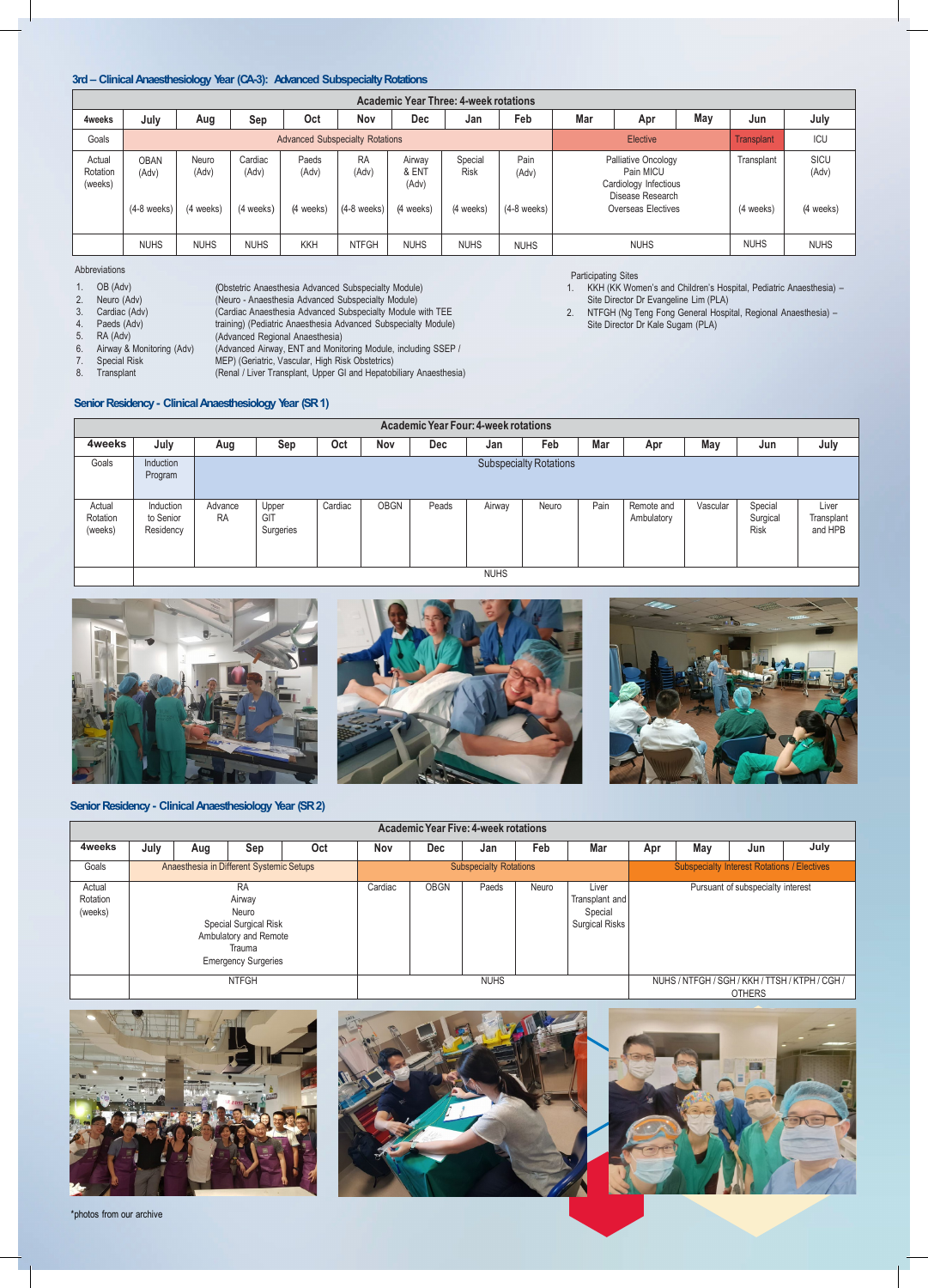### 3rd – Clinical Anaesthesiology Year (CA-3): Advanced Subspecialty Rotations

| Academic Year Three: 4-week rotations | | | | | | | | | | | | | |
|---|---|---|---|---|---|---|---|---|---|---|---|---|---|
| 4weeks | July | Aug | Sep | Oct | Nov | Dec | Jan | Feb | Mar | Apr | May | Jun | July |
| Goals | Advanced Subspecialty Rotations | | | | | | | | Elective | | | Transplant | ICU |
| Actual Rotation (weeks) | OBAN (Adv) (4-8 weeks) | Neuro (Adv) (4 weeks) | Cardiac (Adv) (4 weeks) | Paeds (Adv) (4 weeks) | RA (Adv) (4-8 weeks) | Airway & ENT (Adv) (4 weeks) | Special Risk (4 weeks) | Pain (Adv) (4-8 weeks) | Palliative Oncology Pain MICU Cardiology Infectious Disease Research Overseas Electives | | | Transplant (4 weeks) | SICU (Adv) (4 weeks) |
| | NUHS | NUHS | NUHS | KKH | NTFGH | NUHS | NUHS | NUHS | NUHS | | | NUHS | NUHS |

Abbreviations

1. OB (Adv) (Obstetric Anaesthesia Advanced Subspecialty Module)
2. Neuro (Adv) (Neuro - Anaesthesia Advanced Subspecialty Module)
3. Cardiac (Adv) (Cardiac Anaesthesia Advanced Subspecialty Module with TEE training)
4. Paeds (Adv) (Pediatric Anaesthesia Advanced Subspecialty Module)
5. RA (Adv) (Advanced Regional Anaesthesia)
6. Airway & Monitoring (Adv) (Advanced Airway, ENT and Monitoring Module, including SSEP / MEP)
7. Special Risk (Geriatric, Vascular, High Risk Obstetrics)
8. Transplant (Renal / Liver Transplant, Upper GI and Hepatobiliary Anaesthesia)

Participating Sites

1. KKH (KK Women's and Children's Hospital, Pediatric Anaesthesia) – Site Director Dr Evangeline Lim (PLA)
2. NTFGH (Ng Teng Fong General Hospital, Regional Anaesthesia) – Site Director Dr Kale Sugam (PLA)

### Senior Residency - Clinical Anaesthesiology Year (SR 1)

| Academic Year Four: 4-week rotations | | | | | | | | | | | | | |
|---|---|---|---|---|---|---|---|---|---|---|---|---|---|
| 4weeks | July | Aug | Sep | Oct | Nov | Dec | Jan | Feb | Mar | Apr | May | Jun | July |
| Goals | Induction Program | Subspecialty Rotations | | | | | | | | | | | |
| Actual Rotation (weeks) | Induction to Senior Residency | Advance RA | Upper GIT Surgeries | Cardiac | OBGN | Peads | Airway | Neuro | Pain | Remote and Ambulatory | Vascular | Special Surgical Risk | Liver Transplant and HPB |
| | NUHS | | | | | | | | | | | | |

### Senior Residency - Clinical Anaesthesiology Year (SR 2)

| Academic Year Five: 4-week rotations | | | | | | | | | | | | | |
|---|---|---|---|---|---|---|---|---|---|---|---|---|---|
| 4weeks | July | Aug | Sep | Oct | Nov | Dec | Jan | Feb | Mar | Apr | May | Jun | July |
| Goals | Anaesthesia in Different Systemic Setups | | | | Subspecialty Rotations | | | | | Subspecialty Interest Rotations / Electives | | | |
| Actual Rotation (weeks) | RA Airway Neuro Special Surgical Risk Ambulatory and Remote Trauma Emergency Surgeries | | | | Cardiac | OBGN | Paeds | Neuro | Liver Transplant and Special Surgical Risks | Pursuant of subspecialty interest | | | |
| | NTFGH | | | | NUHS | | | | | NUHS / NTFGH / SGH / KKH / TTSH / KTPH / CGH / OTHERS | | | |

*photos from our archive